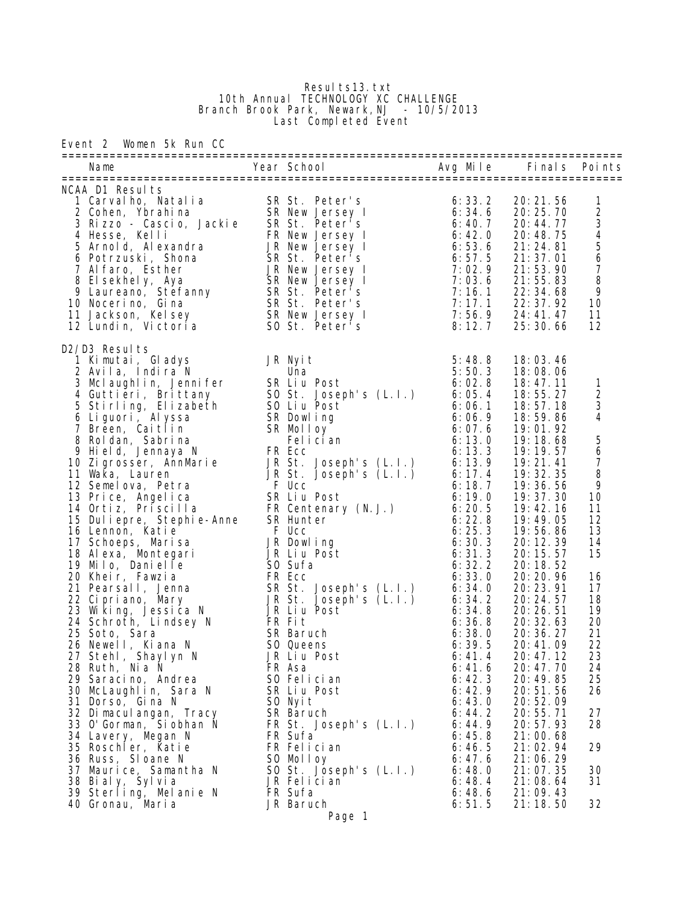Results13.txt
10th Annual TECHNOLOGY XC CHALLENGE
Branch Brook Park, Newark,NJ - 10/5/2013
Last Completed Event

Event 2 Women 5k Run CC

| Name | Year | School | Avg Mile | Finals | Points |
|---|---|---|---|---|---|
| **NCAA D1 Results** | | | | | |
| 1 Carvalho, Natalia | SR | St. Peter's | 6:33.2 | 20:21.56 | 1 |
| 2 Cohen, Ybrahina | SR | New Jersey I | 6:34.6 | 20:25.70 | 2 |
| 3 Rizzo - Cascio, Jackie | SR | St. Peter's | 6:40.7 | 20:44.77 | 3 |
| 4 Hesse, Kelli | FR | New Jersey I | 6:42.0 | 20:48.75 | 4 |
| 5 Arnold, Alexandra | JR | New Jersey I | 6:53.6 | 21:24.81 | 5 |
| 6 Potrzuski, Shona | SR | St. Peter's | 6:57.5 | 21:37.01 | 6 |
| 7 Alfaro, Esther | JR | New Jersey I | 7:02.9 | 21:53.90 | 7 |
| 8 Elsekhely, Aya | SR | New Jersey I | 7:03.6 | 21:55.83 | 8 |
| 9 Laureano, Stefanny | SR | St. Peter's | 7:16.1 | 22:34.68 | 9 |
| 10 Nocerino, Gina | SR | St. Peter's | 7:17.1 | 22:37.92 | 10 |
| 11 Jackson, Kelsey | SR | New Jersey I | 7:56.9 | 24:41.47 | 11 |
| 12 Lundin, Victoria | SO | St. Peter's | 8:12.7 | 25:30.66 | 12 |
| **D2/D3 Results** | | | | | |
| 1 Kimutai, Gladys | JR | Nyit | 5:48.8 | 18:03.46 | |
| 2 Avila, Indira N | | Una | 5:50.3 | 18:08.06 | |
| 3 Mclaughlin, Jennifer | SR | Liu Post | 6:02.8 | 18:47.11 | 1 |
| 4 Guttieri, Brittany | SO | St. Joseph's (L.I.) | 6:05.4 | 18:55.27 | 2 |
| 5 Stirling, Elizabeth | SO | Liu Post | 6:06.1 | 18:57.18 | 3 |
| 6 Liguori, Alyssa | SR | Dowling | 6:06.9 | 18:59.86 | 4 |
| 7 Breen, Caitlin | SR | Molloy | 6:07.6 | 19:01.92 | |
| 8 Roldan, Sabrina | | Felician | 6:13.0 | 19:18.68 | 5 |
| 9 Hield, Jennaya N | FR | Ecc | 6:13.3 | 19:19.57 | 6 |
| 10 Zigrosser, AnnMarie | JR | St. Joseph's (L.I.) | 6:13.9 | 19:21.41 | 7 |
| 11 Waka, Lauren | JR | St. Joseph's (L.I.) | 6:17.4 | 19:32.35 | 8 |
| 12 Semelova, Petra | F | Ucc | 6:18.7 | 19:36.56 | 9 |
| 13 Price, Angelica | SR | Liu Post | 6:19.0 | 19:37.30 | 10 |
| 14 Ortiz, Priscilla | FR | Centenary (N.J.) | 6:20.5 | 19:42.16 | 11 |
| 15 Duliepre, Stephie-Anne | SR | Hunter | 6:22.8 | 19:49.05 | 12 |
| 16 Lennon, Katie | F | Ucc | 6:25.3 | 19:56.86 | 13 |
| 17 Schoeps, Marisa | JR | Dowling | 6:30.3 | 20:12.39 | 14 |
| 18 Alexa, Montegari | JR | Liu Post | 6:31.3 | 20:15.57 | 15 |
| 19 Milo, Danielle | SO | Sufa | 6:32.2 | 20:18.52 | |
| 20 Kheir, Fawzia | FR | Ecc | 6:33.0 | 20:20.96 | 16 |
| 21 Pearsall, Jenna | SR | St. Joseph's (L.I.) | 6:34.0 | 20:23.91 | 17 |
| 22 Cipriano, Mary | JR | St. Joseph's (L.I.) | 6:34.2 | 20:24.57 | 18 |
| 23 Wiking, Jessica N | JR | Liu Post | 6:34.8 | 20:26.51 | 19 |
| 24 Schroth, Lindsey N | FR | Fit | 6:36.8 | 20:32.63 | 20 |
| 25 Soto, Sara | SR | Baruch | 6:38.0 | 20:36.27 | 21 |
| 26 Newell, Kiana N | SO | Queens | 6:39.5 | 20:41.09 | 22 |
| 27 Stehl, Shaylyn N | JR | Liu Post | 6:41.4 | 20:47.12 | 23 |
| 28 Ruth, Nia N | FR | Asa | 6:41.6 | 20:47.70 | 24 |
| 29 Saracino, Andrea | SO | Felician | 6:42.3 | 20:49.85 | 25 |
| 30 McLaughlin, Sara N | SR | Liu Post | 6:42.9 | 20:51.56 | 26 |
| 31 Dorso, Gina N | SO | Nyit | 6:43.0 | 20:52.09 | |
| 32 Dimaculangan, Tracy | SR | Baruch | 6:44.2 | 20:55.71 | 27 |
| 33 O'Gorman, Siobhan N | FR | St. Joseph's (L.I.) | 6:44.9 | 20:57.93 | 28 |
| 34 Lavery, Megan N | FR | Sufa | 6:45.8 | 21:00.68 | |
| 35 Roschler, Katie | FR | Felician | 6:46.5 | 21:02.94 | 29 |
| 36 Russ, Sloane N | SO | Molloy | 6:47.6 | 21:06.29 | |
| 37 Maurice, Samantha N | SO | St. Joseph's (L.I.) | 6:48.0 | 21:07.35 | 30 |
| 38 Bialy, Sylvia | JR | Felician | 6:48.4 | 21:08.64 | 31 |
| 39 Sterling, Melanie N | FR | Sufa | 6:48.6 | 21:09.43 | |
| 40 Gronau, Maria | JR | Baruch | 6:51.5 | 21:18.50 | 32 |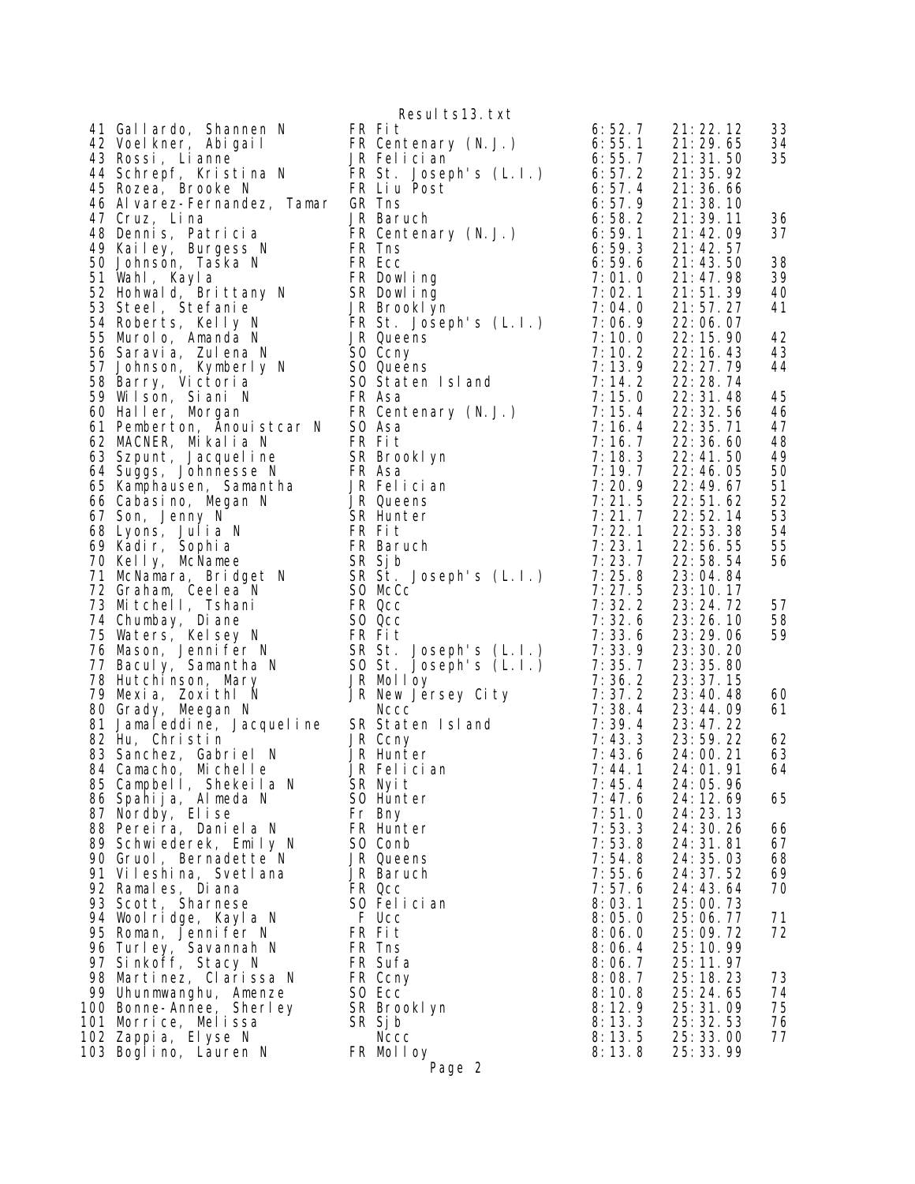| Place | Name | Yr | School | Avg Mile | Time | Points |
|---|---|---|---|---|---|---|
| 41 | Gallardo, Shannen N | FR | Fit | 6:52.7 | 21:22.12 | 33 |
| 42 | Voelkner, Abigail | FR | Centenary (N.J.) | 6:55.1 | 21:29.65 | 34 |
| 43 | Rossi, Lianne | JR | Felician | 6:55.7 | 21:31.50 | 35 |
| 44 | Schrepf, Kristina N | FR | St. Joseph's (L.I.) | 6:57.2 | 21:35.92 | |
| 45 | Rozea, Brooke N | FR | Liu Post | 6:57.4 | 21:36.66 | |
| 46 | Alvarez-Fernandez, Tamar | GR | Tns | 6:57.9 | 21:38.10 | |
| 47 | Cruz, Lina | JR | Baruch | 6:58.2 | 21:39.11 | 36 |
| 48 | Dennis, Patricia | FR | Centenary (N.J.) | 6:59.1 | 21:42.09 | 37 |
| 49 | Kailey, Burgess N | FR | Tns | 6:59.3 | 21:42.57 | |
| 50 | Johnson, Taska N | FR | Ecc | 6:59.6 | 21:43.50 | 38 |
| 51 | Wahl, Kayla | FR | Dowling | 7:01.0 | 21:47.98 | 39 |
| 52 | Hohwald, Brittany N | SR | Dowling | 7:02.1 | 21:51.39 | 40 |
| 53 | Steel, Stefanie | JR | Brooklyn | 7:04.0 | 21:57.27 | 41 |
| 54 | Roberts, Kelly N | FR | St. Joseph's (L.I.) | 7:06.9 | 22:06.07 | |
| 55 | Murolo, Amanda N | JR | Queens | 7:10.0 | 22:15.90 | 42 |
| 56 | Saravia, Zulena N | SO | Ccny | 7:10.2 | 22:16.43 | 43 |
| 57 | Johnson, Kymberly N | SO | Queens | 7:13.9 | 22:27.79 | 44 |
| 58 | Barry, Victoria | SO | Staten Island | 7:14.2 | 22:28.74 | |
| 59 | Wilson, Siani N | FR | Asa | 7:15.0 | 22:31.48 | 45 |
| 60 | Haller, Morgan | FR | Centenary (N.J.) | 7:15.4 | 22:32.56 | 46 |
| 61 | Pemberton, Anouistcar N | SO | Asa | 7:16.4 | 22:35.71 | 47 |
| 62 | MACNER, Mikalia N | FR | Fit | 7:16.7 | 22:36.60 | 48 |
| 63 | Szpunt, Jacqueline | SR | Brooklyn | 7:18.3 | 22:41.50 | 49 |
| 64 | Suggs, Johnnesse N | FR | Asa | 7:19.7 | 22:46.05 | 50 |
| 65 | Kamphausen, Samantha | JR | Felician | 7:20.9 | 22:49.67 | 51 |
| 66 | Cabasino, Megan N | JR | Queens | 7:21.5 | 22:51.62 | 52 |
| 67 | Son, Jenny N | SR | Hunter | 7:21.7 | 22:52.14 | 53 |
| 68 | Lyons, Julia N | FR | Fit | 7:22.1 | 22:53.38 | 54 |
| 69 | Kadir, Sophia | FR | Baruch | 7:23.1 | 22:56.55 | 55 |
| 70 | Kelly, McNamee | SR | Sjb | 7:23.7 | 22:58.54 | 56 |
| 71 | McNamara, Bridget N | SR | St. Joseph's (L.I.) | 7:25.8 | 23:04.84 | |
| 72 | Graham, Ceelea N | SO | McCc | 7:27.5 | 23:10.17 | |
| 73 | Mitchell, Tshani | FR | Qcc | 7:32.2 | 23:24.72 | 57 |
| 74 | Chumbay, Diane | SO | Qcc | 7:32.6 | 23:26.10 | 58 |
| 75 | Waters, Kelsey N | FR | Fit | 7:33.6 | 23:29.06 | 59 |
| 76 | Mason, Jennifer N | SR | St. Joseph's (L.I.) | 7:33.9 | 23:30.20 | |
| 77 | Baculy, Samantha N | SO | St. Joseph's (L.I.) | 7:35.7 | 23:35.80 | |
| 78 | Hutchinson, Mary | JR | Molloy | 7:36.2 | 23:37.15 | |
| 79 | Mexia, Zoxithl N | JR | New Jersey City | 7:37.2 | 23:40.48 | 60 |
| 80 | Grady, Meegan N | | Nccc | 7:38.4 | 23:44.09 | 61 |
| 81 | Jamaleddine, Jacqueline | SR | Staten Island | 7:39.4 | 23:47.22 | |
| 82 | Hu, Christin | JR | Ccny | 7:43.3 | 23:59.22 | 62 |
| 83 | Sanchez, Gabriel N | JR | Hunter | 7:43.6 | 24:00.21 | 63 |
| 84 | Camacho, Michelle | JR | Felician | 7:44.1 | 24:01.91 | 64 |
| 85 | Campbell, Shekeila N | SR | Nyit | 7:45.4 | 24:05.96 | |
| 86 | Spahija, Almeda N | SO | Hunter | 7:47.6 | 24:12.69 | 65 |
| 87 | Nordby, Elise | Fr | Bny | 7:51.0 | 24:23.13 | |
| 88 | Pereira, Daniela N | FR | Hunter | 7:53.3 | 24:30.26 | 66 |
| 89 | Schwiederek, Emily N | SO | Conb | 7:53.8 | 24:31.81 | 67 |
| 90 | Gruol, Bernadette N | JR | Queens | 7:54.8 | 24:35.03 | 68 |
| 91 | Vileshina, Svetlana | JR | Baruch | 7:55.6 | 24:37.52 | 69 |
| 92 | Ramales, Diana | FR | Qcc | 7:57.6 | 24:43.64 | 70 |
| 93 | Scott, Sharnese | SO | Felician | 8:03.1 | 25:00.73 | |
| 94 | Woolridge, Kayla N | F | Ucc | 8:05.0 | 25:06.77 | 71 |
| 95 | Roman, Jennifer N | FR | Fit | 8:06.0 | 25:09.72 | 72 |
| 96 | Turley, Savannah N | FR | Tns | 8:06.4 | 25:10.99 | |
| 97 | Sinkoff, Stacy N | FR | Sufa | 8:06.7 | 25:11.97 | |
| 98 | Martinez, Clarissa N | FR | Ccny | 8:08.7 | 25:18.23 | 73 |
| 99 | Uhunmwanghu, Amenze | SO | Ecc | 8:10.8 | 25:24.65 | 74 |
| 100 | Bonne-Annee, Sherley | SR | Brooklyn | 8:12.9 | 25:31.09 | 75 |
| 101 | Morrice, Melissa | SR | Sjb | 8:13.3 | 25:32.53 | 76 |
| 102 | Zappia, Elyse N | | Nccc | 8:13.5 | 25:33.00 | 77 |
| 103 | Boglino, Lauren N | FR | Molloy | 8:13.8 | 25:33.99 | |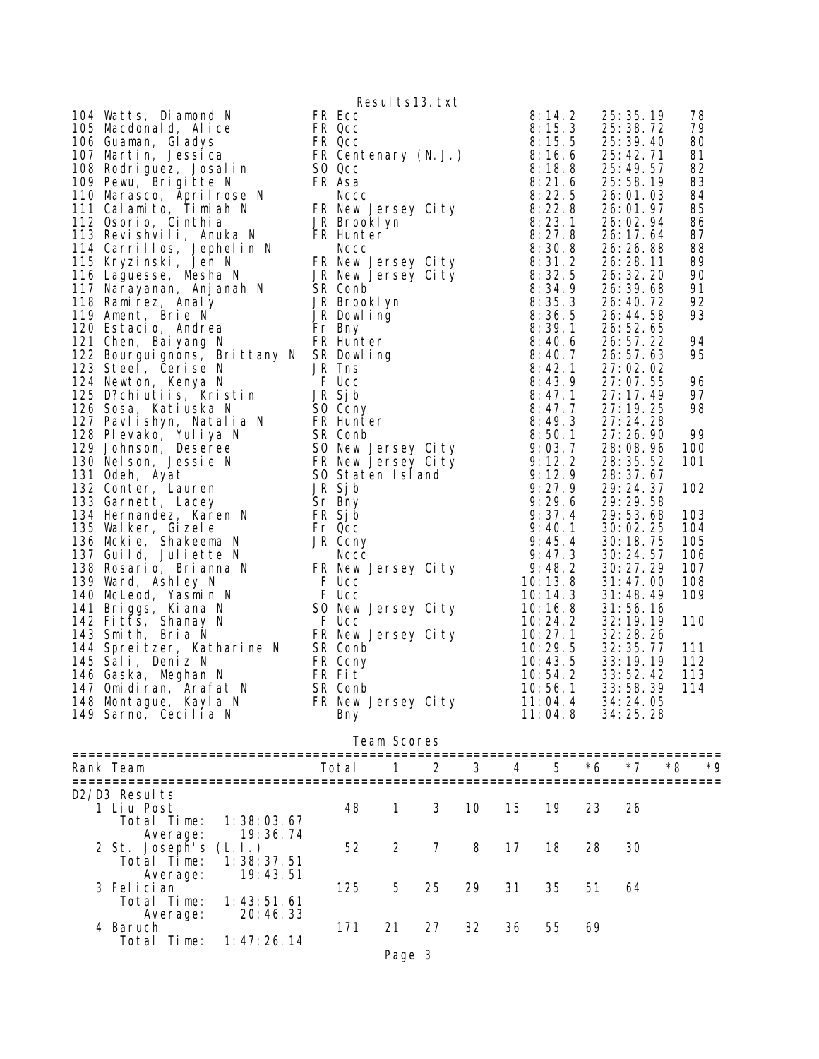| Place | Name | Year | School | Avg Mile | Time | Score |
|---|---|---|---|---|---|---|
| 104 | Watts, Diamond N | FR | Ecc | 8:14.2 | 25:35.19 | 78 |
| 105 | Macdonald, Alice | FR | Qcc | 8:15.3 | 25:38.72 | 79 |
| 106 | Guaman, Gladys | FR | Qcc | 8:15.5 | 25:39.40 | 80 |
| 107 | Martin, Jessica | FR | Centenary (N.J.) | 8:16.6 | 25:42.71 | 81 |
| 108 | Rodriguez, Josalin | SO | Qcc | 8:18.8 | 25:49.57 | 82 |
| 109 | Pewu, Brigitte N | FR | Asa | 8:21.6 | 25:58.19 | 83 |
| 110 | Marasco, Aprilrose N | | Nccc | 8:22.5 | 26:01.03 | 84 |
| 111 | Calamito, Timiah N | FR | New Jersey City | 8:22.8 | 26:01.97 | 85 |
| 112 | Osorio, Cinthia | JR | Brooklyn | 8:23.1 | 26:02.94 | 86 |
| 113 | Revishvili, Anuka N | FR | Hunter | 8:27.8 | 26:17.64 | 87 |
| 114 | Carrillos, Jephelin N | | Nccc | 8:30.8 | 26:26.88 | 88 |
| 115 | Kryzinski, Jen N | FR | New Jersey City | 8:31.2 | 26:28.11 | 89 |
| 116 | Laguesse, Mesha N | JR | New Jersey City | 8:32.5 | 26:32.20 | 90 |
| 117 | Narayanan, Anjanah N | SR | Conb | 8:34.9 | 26:39.68 | 91 |
| 118 | Ramirez, Analy | JR | Brooklyn | 8:35.3 | 26:40.72 | 92 |
| 119 | Ament, Brie N | JR | Dowling | 8:36.5 | 26:44.58 | 93 |
| 120 | Estacio, Andrea | Fr | Bny | 8:39.1 | 26:52.65 | |
| 121 | Chen, Baiyang N | FR | Hunter | 8:40.6 | 26:57.22 | 94 |
| 122 | Bourguignons, Brittany N | SR | Dowling | 8:40.7 | 26:57.63 | 95 |
| 123 | Steel, Cerise N | JR | Tns | 8:42.1 | 27:02.02 | |
| 124 | Newton, Kenya N | F | Ucc | 8:43.9 | 27:07.55 | 96 |
| 125 | D?chiutiis, Kristin | JR | Sjb | 8:47.1 | 27:17.49 | 97 |
| 126 | Sosa, Katiuska N | SO | Ccny | 8:47.7 | 27:19.25 | 98 |
| 127 | Pavlishyn, Natalia N | FR | Hunter | 8:49.3 | 27:24.28 | |
| 128 | Plevako, Yuliya N | SR | Conb | 8:50.1 | 27:26.90 | 99 |
| 129 | Johnson, Deseree | SO | New Jersey City | 9:03.7 | 28:08.96 | 100 |
| 130 | Nelson, Jessie N | FR | New Jersey City | 9:12.2 | 28:35.52 | 101 |
| 131 | Odeh, Ayat | SO | Staten Island | 9:12.9 | 28:37.67 | |
| 132 | Conter, Lauren | JR | Sjb | 9:27.9 | 29:24.37 | 102 |
| 133 | Garnett, Lacey | Sr | Bny | 9:29.6 | 29:29.58 | |
| 134 | Hernandez, Karen N | FR | Sjb | 9:37.4 | 29:53.68 | 103 |
| 135 | Walker, Gizele | Fr | Qcc | 9:40.1 | 30:02.25 | 104 |
| 136 | Mckie, Shakeema N | JR | Ccny | 9:45.4 | 30:18.75 | 105 |
| 137 | Guild, Juliette N | | Nccc | 9:47.3 | 30:24.57 | 106 |
| 138 | Rosario, Brianna N | FR | New Jersey City | 9:48.2 | 30:27.29 | 107 |
| 139 | Ward, Ashley N | F | Ucc | 10:13.8 | 31:47.00 | 108 |
| 140 | McLeod, Yasmin N | F | Ucc | 10:14.3 | 31:48.49 | 109 |
| 141 | Briggs, Kiana N | SO | New Jersey City | 10:16.8 | 31:56.16 | |
| 142 | Fitts, Shanay N | F | Ucc | 10:24.2 | 32:19.19 | 110 |
| 143 | Smith, Bria N | FR | New Jersey City | 10:27.1 | 32:28.26 | |
| 144 | Spreitzer, Katharine N | SR | Conb | 10:29.5 | 32:35.77 | 111 |
| 145 | Sali, Deniz N | FR | Ccny | 10:43.5 | 33:19.19 | 112 |
| 146 | Gaska, Meghan N | FR | Fit | 10:54.2 | 33:52.42 | 113 |
| 147 | Omidiran, Arafat N | SR | Conb | 10:56.1 | 33:58.39 | 114 |
| 148 | Montague, Kayla N | FR | New Jersey City | 11:04.4 | 34:24.05 | |
| 149 | Sarno, Cecilia N | | Bny | 11:04.8 | 34:25.28 | |

## Team Scores

D2/D3 Results

| Rank | Team | Total | 1 | 2 | 3 | 4 | 5 | *6 | *7 | *8 | *9 |
|---|---|---|---|---|---|---|---|---|---|---|---|
| 1 | Liu Post | 48 | 1 | 3 | 10 | 15 | 19 | 23 | 26 | | |
| | Total Time: 1:38:03.67 | | | | | | | | | | |
| | Average: 19:36.74 | | | | | | | | | | |
| 2 | St. Joseph's (L.I.) | 52 | 2 | 7 | 8 | 17 | 18 | 28 | 30 | | |
| | Total Time: 1:38:37.51 | | | | | | | | | | |
| | Average: 19:43.51 | | | | | | | | | | |
| 3 | Felician | 125 | 5 | 25 | 29 | 31 | 35 | 51 | 64 | | |
| | Total Time: 1:43:51.61 | | | | | | | | | | |
| | Average: 20:46.33 | | | | | | | | | | |
| 4 | Baruch | 171 | 21 | 27 | 32 | 36 | 55 | 69 | | | |
| | Total Time: 1:47:26.14 | | | | | | | | | | |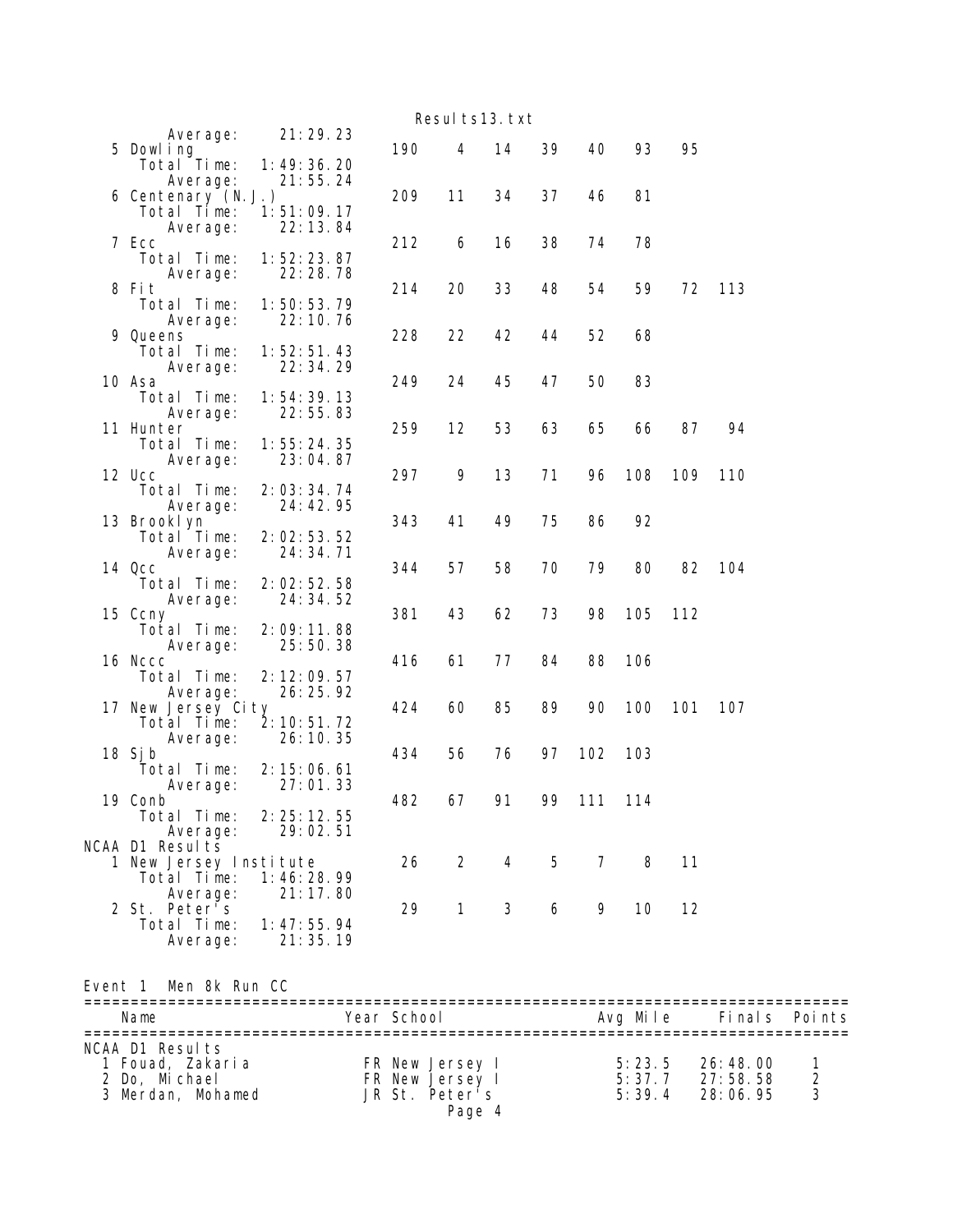| Place | Team | Total Time | Average | Score | 1 | 2 | 3 | 4 | 5 | 6 | 7 |
|---|---|---|---|---|---|---|---|---|---|---|---|
| | | | 21:29.23 | | | | | | | | |
| 5 | Dowling | 1:49:36.20 | 21:55.24 | 190 | 4 | 14 | 39 | 40 | 93 | 95 | |
| 6 | Centenary (N.J.) | 1:51:09.17 | 22:13.84 | 209 | 11 | 34 | 37 | 46 | 81 | | |
| 7 | Ecc | 1:52:23.87 | 22:28.78 | 212 | 6 | 16 | 38 | 74 | 78 | | |
| 8 | Fit | 1:50:53.79 | 22:10.76 | 214 | 20 | 33 | 48 | 54 | 59 | 72 | 113 |
| 9 | Queens | 1:52:51.43 | 22:34.29 | 228 | 22 | 42 | 44 | 52 | 68 | | |
| 10 | Asa | 1:54:39.13 | 22:55.83 | 249 | 24 | 45 | 47 | 50 | 83 | | |
| 11 | Hunter | 1:55:24.35 | 23:04.87 | 259 | 12 | 53 | 63 | 65 | 66 | 87 | 94 |
| 12 | Ucc | 2:03:34.74 | 24:42.95 | 297 | 9 | 13 | 71 | 96 | 108 | 109 | 110 |
| 13 | Brooklyn | 2:02:53.52 | 24:34.71 | 343 | 41 | 49 | 75 | 86 | 92 | | |
| 14 | Qcc | 2:02:52.58 | 24:34.52 | 344 | 57 | 58 | 70 | 79 | 80 | 82 | 104 |
| 15 | Ccny | 2:09:11.88 | 25:50.38 | 381 | 43 | 62 | 73 | 98 | 105 | 112 | |
| 16 | Nccc | 2:12:09.57 | 26:25.92 | 416 | 61 | 77 | 84 | 88 | 106 | | |
| 17 | New Jersey City | 2:10:51.72 | 26:10.35 | 424 | 60 | 85 | 89 | 90 | 100 | 101 | 107 |
| 18 | Sjb | 2:15:06.61 | 27:01.33 | 434 | 56 | 76 | 97 | 102 | 103 | | |
| 19 | Conb | 2:25:12.55 | 29:02.51 | 482 | 67 | 91 | 99 | 111 | 114 | | |

NCAA D1 Results

| Place | Team | Total Time | Average | Score | 1 | 2 | 3 | 4 | 5 | 6 |
|---|---|---|---|---|---|---|---|---|---|---|
| 1 | New Jersey Institute | 1:46:28.99 | 21:17.80 | 26 | 2 | 4 | 5 | 7 | 8 | 11 |
| 2 | St. Peter's | 1:47:55.94 | 21:35.19 | 29 | 1 | 3 | 6 | 9 | 10 | 12 |

## Event 1 Men 8k Run CC

| | Name | Year | School | Avg Mile | Finals | Points |
|---|---|---|---|---|---|---|
| | NCAA D1 Results | | | | | |
| 1 | Fouad, Zakaria | FR | New Jersey I | 5:23.5 | 26:48.00 | 1 |
| 2 | Do, Michael | FR | New Jersey I | 5:37.7 | 27:58.58 | 2 |
| 3 | Merdan, Mohamed | JR | St. Peter's | 5:39.4 | 28:06.95 | 3 |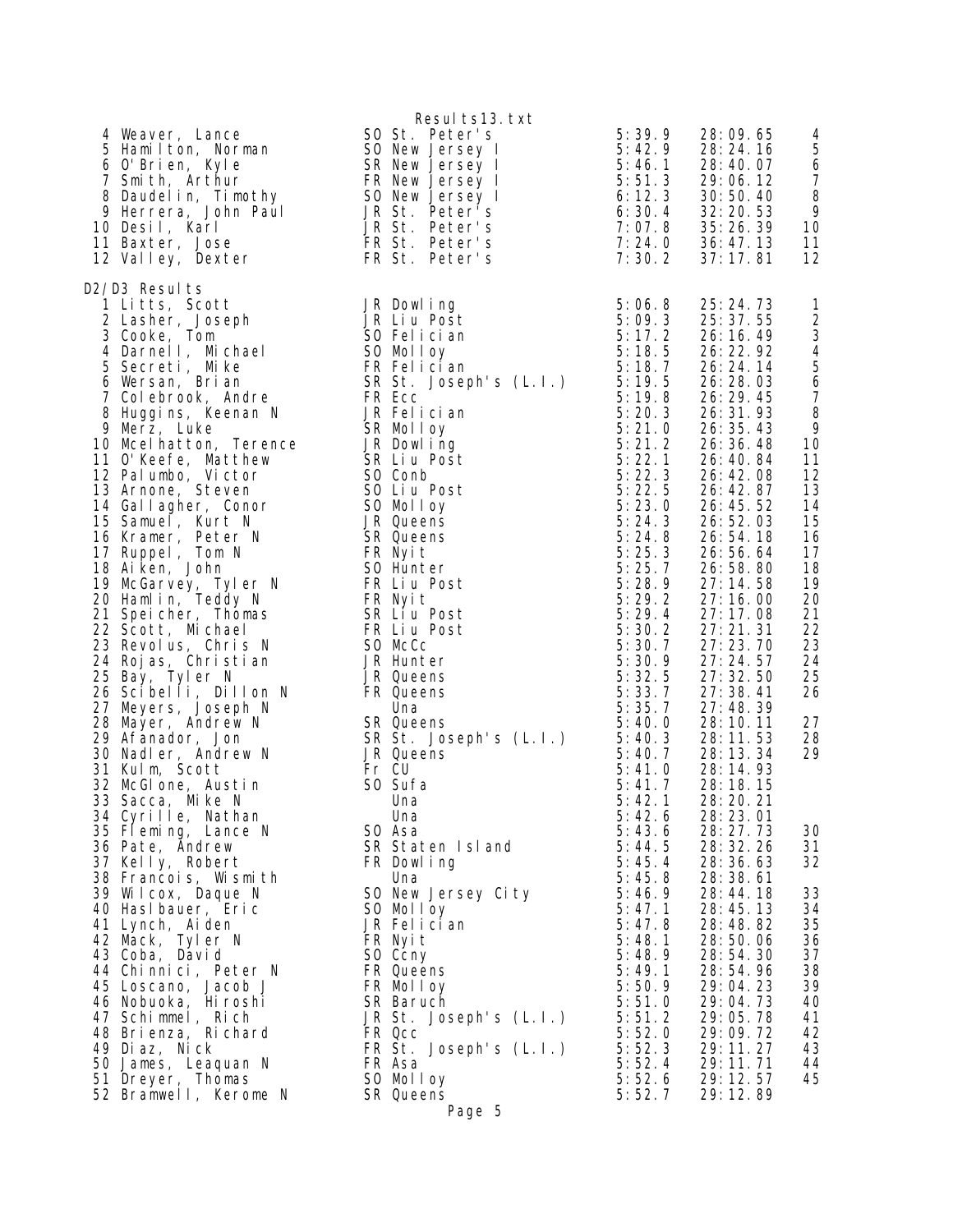| Place | Name | Yr | Team | Pace | Time | Score |
|---|---|---|---|---|---|---|
| 4 | Weaver, Lance | SO | St. Peter's | 5:39.9 | 28:09.65 | 4 |
| 5 | Hamilton, Norman | SO | New Jersey I | 5:42.9 | 28:24.16 | 5 |
| 6 | O'Brien, Kyle | SR | New Jersey I | 5:46.1 | 28:40.07 | 6 |
| 7 | Smith, Arthur | FR | New Jersey I | 5:51.3 | 29:06.12 | 7 |
| 8 | Daudelin, Timothy | SO | New Jersey I | 6:12.3 | 30:50.40 | 8 |
| 9 | Herrera, John Paul | JR | St. Peter's | 6:30.4 | 32:20.53 | 9 |
| 10 | Desil, Karl | JR | St. Peter's | 7:07.8 | 35:26.39 | 10 |
| 11 | Baxter, Jose | FR | St. Peter's | 7:24.0 | 36:47.13 | 11 |
| 12 | Valley, Dexter | FR | St. Peter's | 7:30.2 | 37:17.81 | 12 |

D2/D3 Results

| Place | Name | Yr | Team | Pace | Time | Score |
|---|---|---|---|---|---|---|
| 1 | Litts, Scott | JR | Dowling | 5:06.8 | 25:24.73 | 1 |
| 2 | Lasher, Joseph | JR | Liu Post | 5:09.3 | 25:37.55 | 2 |
| 3 | Cooke, Tom | SO | Felician | 5:17.2 | 26:16.49 | 3 |
| 4 | Darnell, Michael | SO | Molloy | 5:18.5 | 26:22.92 | 4 |
| 5 | Secreti, Mike | FR | Felician | 5:18.7 | 26:24.14 | 5 |
| 6 | Wersan, Brian | SR | St. Joseph's (L.I.) | 5:19.5 | 26:28.03 | 6 |
| 7 | Colebrook, Andre | FR | Ecc | 5:19.8 | 26:29.45 | 7 |
| 8 | Huggins, Keenan N | JR | Felician | 5:20.3 | 26:31.93 | 8 |
| 9 | Merz, Luke | SR | Molloy | 5:21.0 | 26:35.43 | 9 |
| 10 | Mcelhatton, Terence | JR | Dowling | 5:21.2 | 26:36.48 | 10 |
| 11 | O'Keefe, Matthew | SR | Liu Post | 5:22.1 | 26:40.84 | 11 |
| 12 | Palumbo, Victor | SO | Conb | 5:22.3 | 26:42.08 | 12 |
| 13 | Arnone, Steven | SO | Liu Post | 5:22.5 | 26:42.87 | 13 |
| 14 | Gallagher, Conor | SO | Molloy | 5:23.0 | 26:45.52 | 14 |
| 15 | Samuel, Kurt N | JR | Queens | 5:24.3 | 26:52.03 | 15 |
| 16 | Kramer, Peter N | SR | Queens | 5:24.8 | 26:54.18 | 16 |
| 17 | Ruppel, Tom N | FR | Nyit | 5:25.3 | 26:56.64 | 17 |
| 18 | Aiken, John | SO | Hunter | 5:25.7 | 26:58.80 | 18 |
| 19 | McGarvey, Tyler N | FR | Liu Post | 5:28.9 | 27:14.58 | 19 |
| 20 | Hamlin, Teddy N | FR | Nyit | 5:29.2 | 27:16.00 | 20 |
| 21 | Speicher, Thomas | SR | Liu Post | 5:29.4 | 27:17.08 | 21 |
| 22 | Scott, Michael | FR | Liu Post | 5:30.2 | 27:21.31 | 22 |
| 23 | Revolus, Chris N | SO | McCc | 5:30.7 | 27:23.70 | 23 |
| 24 | Rojas, Christian | JR | Hunter | 5:30.9 | 27:24.57 | 24 |
| 25 | Bay, Tyler N | JR | Queens | 5:32.5 | 27:32.50 | 25 |
| 26 | Scibelli, Dillon N | FR | Queens | 5:33.7 | 27:38.41 | 26 |
| 27 | Meyers, Joseph N | | Una | 5:35.7 | 27:48.39 | |
| 28 | Mayer, Andrew N | SR | Queens | 5:40.0 | 28:10.11 | 27 |
| 29 | Afanador, Jon | SR | St. Joseph's (L.I.) | 5:40.3 | 28:11.53 | 28 |
| 30 | Nadler, Andrew N | JR | Queens | 5:40.7 | 28:13.34 | 29 |
| 31 | Kulm, Scott | Fr | CU | 5:41.0 | 28:14.93 | |
| 32 | McGlone, Austin | SO | Sufa | 5:41.7 | 28:18.15 | |
| 33 | Sacca, Mike N | | Una | 5:42.1 | 28:20.21 | |
| 34 | Cyrille, Nathan | | Una | 5:42.6 | 28:23.01 | |
| 35 | Fleming, Lance N | SO | Asa | 5:43.6 | 28:27.73 | 30 |
| 36 | Pate, Andrew | SR | Staten Island | 5:44.5 | 28:32.26 | 31 |
| 37 | Kelly, Robert | FR | Dowling | 5:45.4 | 28:36.63 | 32 |
| 38 | Francois, Wismith | | Una | 5:45.8 | 28:38.61 | |
| 39 | Wilcox, Daque N | SO | New Jersey City | 5:46.9 | 28:44.18 | 33 |
| 40 | Haslbauer, Eric | SO | Molloy | 5:47.1 | 28:45.13 | 34 |
| 41 | Lynch, Aiden | JR | Felician | 5:47.8 | 28:48.82 | 35 |
| 42 | Mack, Tyler N | FR | Nyit | 5:48.1 | 28:50.06 | 36 |
| 43 | Coba, David | SO | Ccny | 5:48.9 | 28:54.30 | 37 |
| 44 | Chinnici, Peter N | FR | Queens | 5:49.1 | 28:54.96 | 38 |
| 45 | Loscano, Jacob J | FR | Molloy | 5:50.9 | 29:04.23 | 39 |
| 46 | Nobuoka, Hiroshi | SR | Baruch | 5:51.0 | 29:04.73 | 40 |
| 47 | Schimmel, Rich | JR | St. Joseph's (L.I.) | 5:51.2 | 29:05.78 | 41 |
| 48 | Brienza, Richard | FR | Qcc | 5:52.0 | 29:09.72 | 42 |
| 49 | Diaz, Nick | FR | St. Joseph's (L.I.) | 5:52.3 | 29:11.27 | 43 |
| 50 | James, Leaquan N | FR | Asa | 5:52.4 | 29:11.71 | 44 |
| 51 | Dreyer, Thomas | SO | Molloy | 5:52.6 | 29:12.57 | 45 |
| 52 | Bramwell, Kerome N | SR | Queens | 5:52.7 | 29:12.89 | |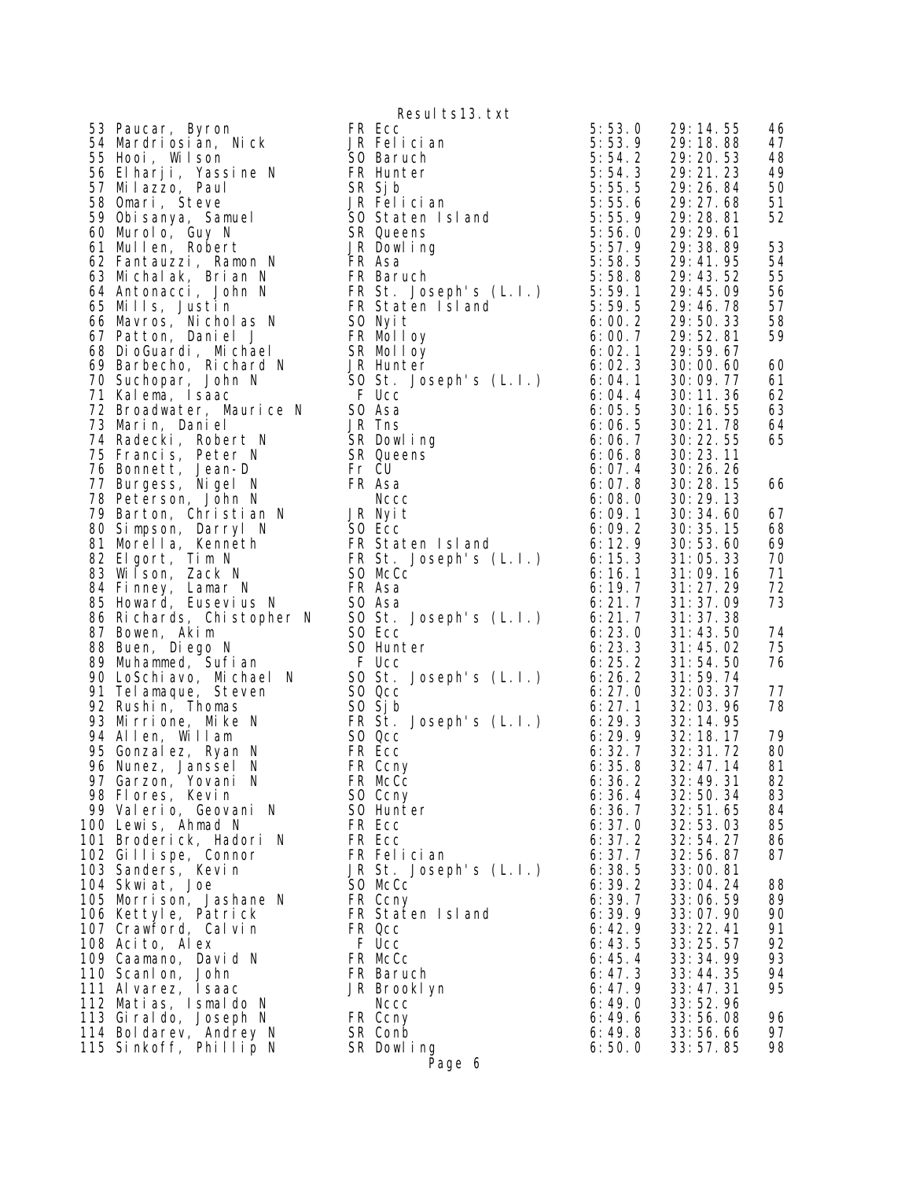| Place | Name | Yr | School | Pace | Time | Points |
|---|---|---|---|---|---|---|
| 53 | Paucar, Byron | FR | Ecc | 5:53.0 | 29:14.55 | 46 |
| 54 | Mardriosian, Nick | JR | Felician | 5:53.9 | 29:18.88 | 47 |
| 55 | Hooi, Wilson | SO | Baruch | 5:54.2 | 29:20.53 | 48 |
| 56 | Elharji, Yassine N | FR | Hunter | 5:54.3 | 29:21.23 | 49 |
| 57 | Milazzo, Paul | SR | Sjb | 5:55.5 | 29:26.84 | 50 |
| 58 | Omari, Steve | JR | Felician | 5:55.6 | 29:27.68 | 51 |
| 59 | Obisanya, Samuel | SO | Staten Island | 5:55.9 | 29:28.81 | 52 |
| 60 | Murolo, Guy N | SR | Queens | 5:56.0 | 29:29.61 | |
| 61 | Mullen, Robert | JR | Dowling | 5:57.9 | 29:38.89 | 53 |
| 62 | Fantauzzi, Ramon N | FR | Asa | 5:58.5 | 29:41.95 | 54 |
| 63 | Michalak, Brian N | FR | Baruch | 5:58.8 | 29:43.52 | 55 |
| 64 | Antonacci, John N | FR | St. Joseph's (L.I.) | 5:59.1 | 29:45.09 | 56 |
| 65 | Mills, Justin | FR | Staten Island | 5:59.5 | 29:46.78 | 57 |
| 66 | Mavros, Nicholas N | SO | Nyit | 6:00.2 | 29:50.33 | 58 |
| 67 | Patton, Daniel J | FR | Molloy | 6:00.7 | 29:52.81 | 59 |
| 68 | DioGuardi, Michael | SR | Molloy | 6:02.1 | 29:59.67 | |
| 69 | Barbecho, Richard N | JR | Hunter | 6:02.3 | 30:00.60 | 60 |
| 70 | Suchopar, John N | SO | St. Joseph's (L.I.) | 6:04.1 | 30:09.77 | 61 |
| 71 | Kalema, Isaac | F | Ucc | 6:04.4 | 30:11.36 | 62 |
| 72 | Broadwater, Maurice N | SO | Asa | 6:05.5 | 30:16.55 | 63 |
| 73 | Marin, Daniel | JR | Tns | 6:06.5 | 30:21.78 | 64 |
| 74 | Radecki, Robert N | SR | Dowling | 6:06.7 | 30:22.55 | 65 |
| 75 | Francis, Peter N | SR | Queens | 6:06.8 | 30:23.11 | |
| 76 | Bonnett, Jean-D | Fr | CU | 6:07.4 | 30:26.26 | |
| 77 | Burgess, Nigel N | FR | Asa | 6:07.8 | 30:28.15 | 66 |
| 78 | Peterson, John N | | Nccc | 6:08.0 | 30:29.13 | |
| 79 | Barton, Christian N | JR | Nyit | 6:09.1 | 30:34.60 | 67 |
| 80 | Simpson, Darryl N | SO | Ecc | 6:09.2 | 30:35.15 | 68 |
| 81 | Morella, Kenneth | FR | Staten Island | 6:12.9 | 30:53.60 | 69 |
| 82 | Elgort, Tim N | FR | St. Joseph's (L.I.) | 6:15.3 | 31:05.33 | 70 |
| 83 | Wilson, Zack N | SO | McCc | 6:16.1 | 31:09.16 | 71 |
| 84 | Finney, Lamar N | FR | Asa | 6:19.7 | 31:27.29 | 72 |
| 85 | Howard, Eusevius N | SO | Asa | 6:21.7 | 31:37.09 | 73 |
| 86 | Richards, Chistopher N | SO | St. Joseph's (L.I.) | 6:21.7 | 31:37.38 | |
| 87 | Bowen, Akim | SO | Ecc | 6:23.0 | 31:43.50 | 74 |
| 88 | Buen, Diego N | SO | Hunter | 6:23.3 | 31:45.02 | 75 |
| 89 | Muhammed, Sufian | F | Ucc | 6:25.2 | 31:54.50 | 76 |
| 90 | LoSchiavo, Michael N | SO | St. Joseph's (L.I.) | 6:26.2 | 31:59.74 | |
| 91 | Telamaque, Steven | SO | Qcc | 6:27.0 | 32:03.37 | 77 |
| 92 | Rushin, Thomas | SO | Sjb | 6:27.1 | 32:03.96 | 78 |
| 93 | Mirrione, Mike N | FR | St. Joseph's (L.I.) | 6:29.3 | 32:14.95 | |
| 94 | Allen, Willam | SO | Qcc | 6:29.9 | 32:18.17 | 79 |
| 95 | Gonzalez, Ryan N | FR | Ecc | 6:32.7 | 32:31.72 | 80 |
| 96 | Nunez, Janssel N | FR | Ccny | 6:35.8 | 32:47.14 | 81 |
| 97 | Garzon, Yovani N | FR | McCc | 6:36.2 | 32:49.31 | 82 |
| 98 | Flores, Kevin | SO | Ccny | 6:36.4 | 32:50.34 | 83 |
| 99 | Valerio, Geovani N | SO | Hunter | 6:36.7 | 32:51.65 | 84 |
| 100 | Lewis, Ahmad N | FR | Ecc | 6:37.0 | 32:53.03 | 85 |
| 101 | Broderick, Hadori N | FR | Ecc | 6:37.2 | 32:54.27 | 86 |
| 102 | Gillispe, Connor | FR | Felician | 6:37.7 | 32:56.87 | 87 |
| 103 | Sanders, Kevin | JR | St. Joseph's (L.I.) | 6:38.5 | 33:00.81 | |
| 104 | Skwiat, Joe | SO | McCc | 6:39.2 | 33:04.24 | 88 |
| 105 | Morrison, Jashane N | FR | Ccny | 6:39.7 | 33:06.59 | 89 |
| 106 | Kettyle, Patrick | FR | Staten Island | 6:39.9 | 33:07.90 | 90 |
| 107 | Crawford, Calvin | FR | Qcc | 6:42.9 | 33:22.41 | 91 |
| 108 | Acito, Alex | F | Ucc | 6:43.5 | 33:25.57 | 92 |
| 109 | Caamano, David N | FR | McCc | 6:45.4 | 33:34.99 | 93 |
| 110 | Scanlon, John | FR | Baruch | 6:47.3 | 33:44.35 | 94 |
| 111 | Alvarez, Isaac | JR | Brooklyn | 6:47.9 | 33:47.31 | 95 |
| 112 | Matias, Ismaldo N | | Nccc | 6:49.0 | 33:52.96 | |
| 113 | Giraldo, Joseph N | FR | Ccny | 6:49.6 | 33:56.08 | 96 |
| 114 | Boldarev, Andrey N | SR | Conb | 6:49.8 | 33:56.66 | 97 |
| 115 | Sinkoff, Phillip N | SR | Dowling | 6:50.0 | 33:57.85 | 98 |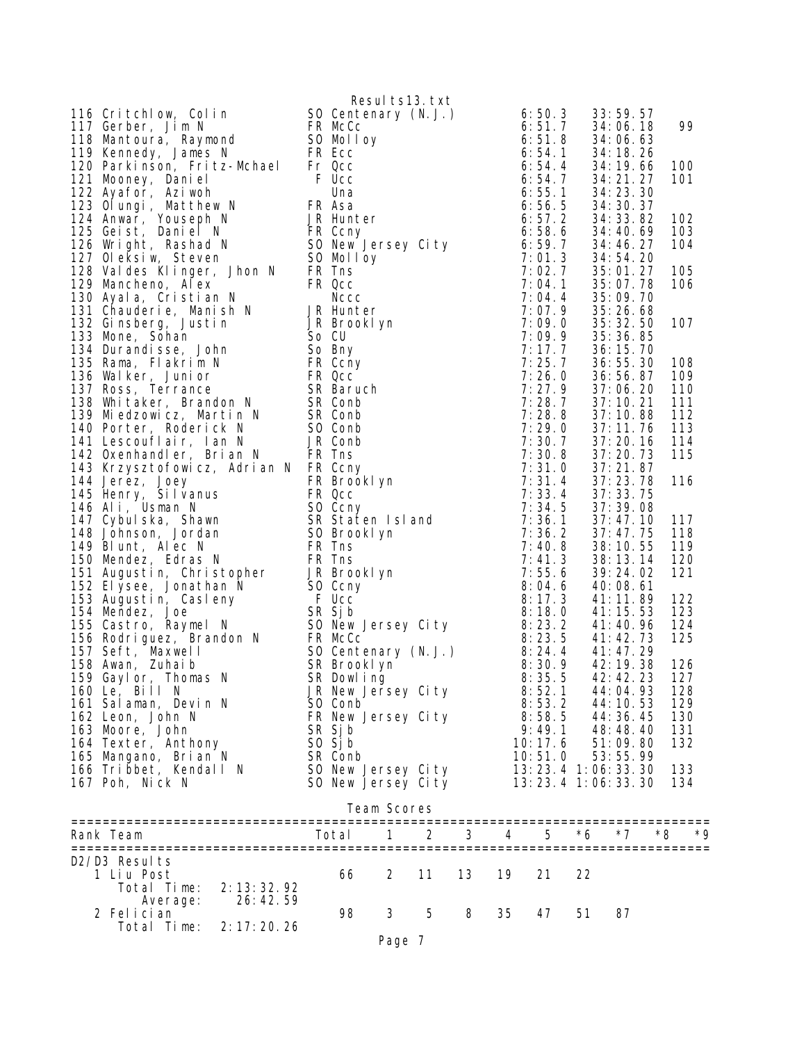| Place | Name | Yr | Team | Avg Mile | Time | Score |
|---|---|---|---|---|---|---|
| 116 | Critchlow, Colin | SO | Centenary (N.J.) | 6:50.3 | 33:59.57 | |
| 117 | Gerber, Jim N | FR | McCc | 6:51.7 | 34:06.18 | 99 |
| 118 | Mantoura, Raymond | SO | Molloy | 6:51.8 | 34:06.63 | |
| 119 | Kennedy, James N | FR | Ecc | 6:54.1 | 34:18.26 | |
| 120 | Parkinson, Fritz-Mchael | Fr | Qcc | 6:54.4 | 34:19.66 | 100 |
| 121 | Mooney, Daniel | F | Ucc | 6:54.7 | 34:21.27 | 101 |
| 122 | Ayafor, Aziwoh | | Una | 6:55.1 | 34:23.30 | |
| 123 | Olungi, Matthew N | FR | Asa | 6:56.5 | 34:30.37 | |
| 124 | Anwar, Youseph N | JR | Hunter | 6:57.2 | 34:33.82 | 102 |
| 125 | Geist, Daniel N | FR | Ccny | 6:58.6 | 34:40.69 | 103 |
| 126 | Wright, Rashad N | SO | New Jersey City | 6:59.7 | 34:46.27 | 104 |
| 127 | Oleksiw, Steven | SO | Molloy | 7:01.3 | 34:54.20 | |
| 128 | Valdes Klinger, Jhon N | FR | Tns | 7:02.7 | 35:01.27 | 105 |
| 129 | Mancheno, Alex | FR | Qcc | 7:04.1 | 35:07.78 | 106 |
| 130 | Ayala, Cristian N | | Nccc | 7:04.4 | 35:09.70 | |
| 131 | Chauderie, Manish N | JR | Hunter | 7:07.9 | 35:26.68 | |
| 132 | Ginsberg, Justin | JR | Brooklyn | 7:09.0 | 35:32.50 | 107 |
| 133 | Mone, Sohan | So | CU | 7:09.9 | 35:36.85 | |
| 134 | Durandisse, John | So | Bny | 7:17.7 | 36:15.70 | |
| 135 | Rama, Flakrim N | FR | Ccny | 7:25.7 | 36:55.30 | 108 |
| 136 | Walker, Junior | FR | Qcc | 7:26.0 | 36:56.87 | 109 |
| 137 | Ross, Terrance | SR | Baruch | 7:27.9 | 37:06.20 | 110 |
| 138 | Whitaker, Brandon N | SR | Conb | 7:28.7 | 37:10.21 | 111 |
| 139 | Miedzowicz, Martin N | SR | Conb | 7:28.8 | 37:10.88 | 112 |
| 140 | Porter, Roderick N | SO | Conb | 7:29.0 | 37:11.76 | 113 |
| 141 | Lescouflair, Ian N | JR | Conb | 7:30.7 | 37:20.16 | 114 |
| 142 | Oxenhandler, Brian N | FR | Tns | 7:30.8 | 37:20.73 | 115 |
| 143 | Krzysztofowicz, Adrian N | FR | Ccny | 7:31.0 | 37:21.87 | |
| 144 | Jerez, Joey | FR | Brooklyn | 7:31.4 | 37:23.78 | 116 |
| 145 | Henry, Silvanus | FR | Qcc | 7:33.4 | 37:33.75 | |
| 146 | Ali, Usman N | SO | Ccny | 7:34.5 | 37:39.08 | |
| 147 | Cybulska, Shawn | SR | Staten Island | 7:36.1 | 37:47.10 | 117 |
| 148 | Johnson, Jordan | SO | Brooklyn | 7:36.2 | 37:47.75 | 118 |
| 149 | Blunt, Alec N | FR | Tns | 7:40.8 | 38:10.55 | 119 |
| 150 | Mendez, Edras N | FR | Tns | 7:41.3 | 38:13.14 | 120 |
| 151 | Augustin, Christopher | JR | Brooklyn | 7:55.6 | 39:24.02 | 121 |
| 152 | Elysee, Jonathan N | SO | Ccny | 8:04.6 | 40:08.61 | |
| 153 | Augustin, Casleny | F | Ucc | 8:17.3 | 41:11.89 | 122 |
| 154 | Mendez, Joe | SR | Sjb | 8:18.0 | 41:15.53 | 123 |
| 155 | Castro, Raymel N | SO | New Jersey City | 8:23.2 | 41:40.96 | 124 |
| 156 | Rodriguez, Brandon N | FR | McCc | 8:23.5 | 41:42.73 | 125 |
| 157 | Seft, Maxwell | SO | Centenary (N.J.) | 8:24.4 | 41:47.29 | |
| 158 | Awan, Zuhaib | SR | Brooklyn | 8:30.9 | 42:19.38 | 126 |
| 159 | Gaylor, Thomas N | SR | Dowling | 8:35.5 | 42:42.23 | 127 |
| 160 | Le, Bill N | JR | New Jersey City | 8:52.1 | 44:04.93 | 128 |
| 161 | Salaman, Devin N | SO | Conb | 8:53.2 | 44:10.53 | 129 |
| 162 | Leon, John N | FR | New Jersey City | 8:58.5 | 44:36.45 | 130 |
| 163 | Moore, John | SR | Sjb | 9:49.1 | 48:48.40 | 131 |
| 164 | Texter, Anthony | SO | Sjb | 10:17.6 | 51:09.80 | 132 |
| 165 | Mangano, Brian N | SR | Conb | 10:51.0 | 53:55.99 | |
| 166 | Tribbet, Kendall N | SO | New Jersey City | 13:23.4 | 1:06:33.30 | 133 |
| 167 | Poh, Nick N | SO | New Jersey City | 13:23.4 | 1:06:33.30 | 134 |

## Team Scores

| Rank Team | Total | 1 | 2 | 3 | 4 | 5 | *6 | *7 | *8 | *9 |
|---|---|---|---|---|---|---|---|---|---|---|
| D2/D3 Results | | | | | | | | | | |
| 1 Liu Post | 66 | 2 | 11 | 13 | 19 | 21 | 22 | | | |
| Total Time: 2:13:32.92 | | | | | | | | | | |
| Average: 26:42.59 | | | | | | | | | | |
| 2 Felician | 98 | 3 | 5 | 8 | 35 | 47 | 51 | 87 | | |
| Total Time: 2:17:20.26 | | | | | | | | | | |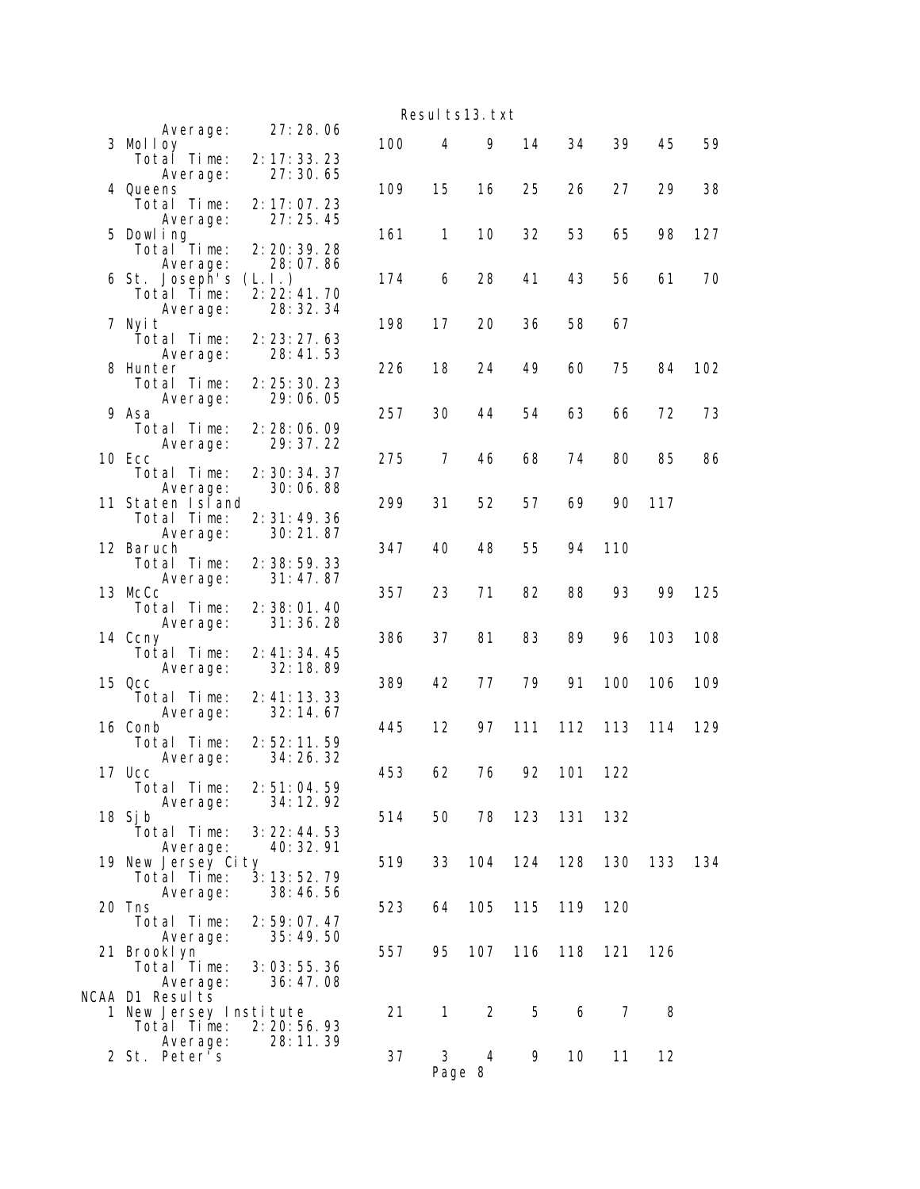```
      Average:     27:28.06
  3 Molloy                          100    4    9   14   34   39   45   59
     Total Time:  2:17:33.23
      Average:     27:30.65
  4 Queens                          109   15   16   25   26   27   29   38
     Total Time:  2:17:07.23
      Average:     27:25.45
  5 Dowling                         161    1   10   32   53   65   98  127
     Total Time:  2:20:39.28
      Average:     28:07.86
  6 St. Joseph's (L.I.)             174    6   28   41   43   56   61   70
     Total Time:  2:22:41.70
      Average:     28:32.34
  7 Nyit                            198   17   20   36   58   67
     Total Time:  2:23:27.63
      Average:     28:41.53
  8 Hunter                          226   18   24   49   60   75   84  102
     Total Time:  2:25:30.23
      Average:     29:06.05
  9 Asa                             257   30   44   54   63   66   72   73
     Total Time:  2:28:06.09
      Average:     29:37.22
 10 Ecc                             275    7   46   68   74   80   85   86
     Total Time:  2:30:34.37
      Average:     30:06.88
 11 Staten Island                   299   31   52   57   69   90  117
     Total Time:  2:31:49.36
      Average:     30:21.87
 12 Baruch                          347   40   48   55   94  110
     Total Time:  2:38:59.33
      Average:     31:47.87
 13 McCc                            357   23   71   82   88   93   99  125
     Total Time:  2:38:01.40
      Average:     31:36.28
 14 Ccny                            386   37   81   83   89   96  103  108
     Total Time:  2:41:34.45
      Average:     32:18.89
 15 Qcc                             389   42   77   79   91  100  106  109
     Total Time:  2:41:13.33
      Average:     32:14.67
 16 Conb                            445   12   97  111  112  113  114  129
     Total Time:  2:52:11.59
      Average:     34:26.32
 17 Ucc                             453   62   76   92  101  122
     Total Time:  2:51:04.59
      Average:     34:12.92
 18 Sjb                             514   50   78  123  131  132
     Total Time:  3:22:44.53
      Average:     40:32.91
 19 New Jersey City                 519   33  104  124  128  130  133  134
     Total Time:  3:13:52.79
      Average:     38:46.56
 20 Tns                             523   64  105  115  119  120
     Total Time:  2:59:07.47
      Average:     35:49.50
 21 Brooklyn                        557   95  107  116  118  121  126
     Total Time:  3:03:55.36
      Average:     36:47.08
NCAA D1 Results
  1 New Jersey Institute             21    1    2    5    6    7    8
     Total Time:  2:20:56.93
      Average:     28:11.39
  2 St. Peter's                      37    3    4    9   10   11   12
```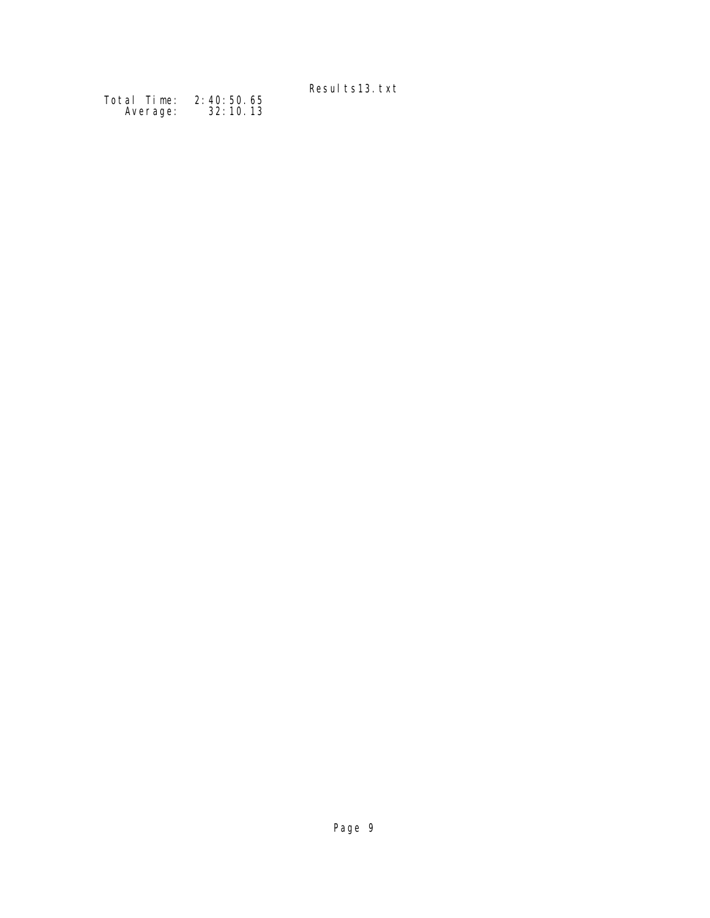```
Total Time:  2:40:50.65
   Average:    32:10.13
```